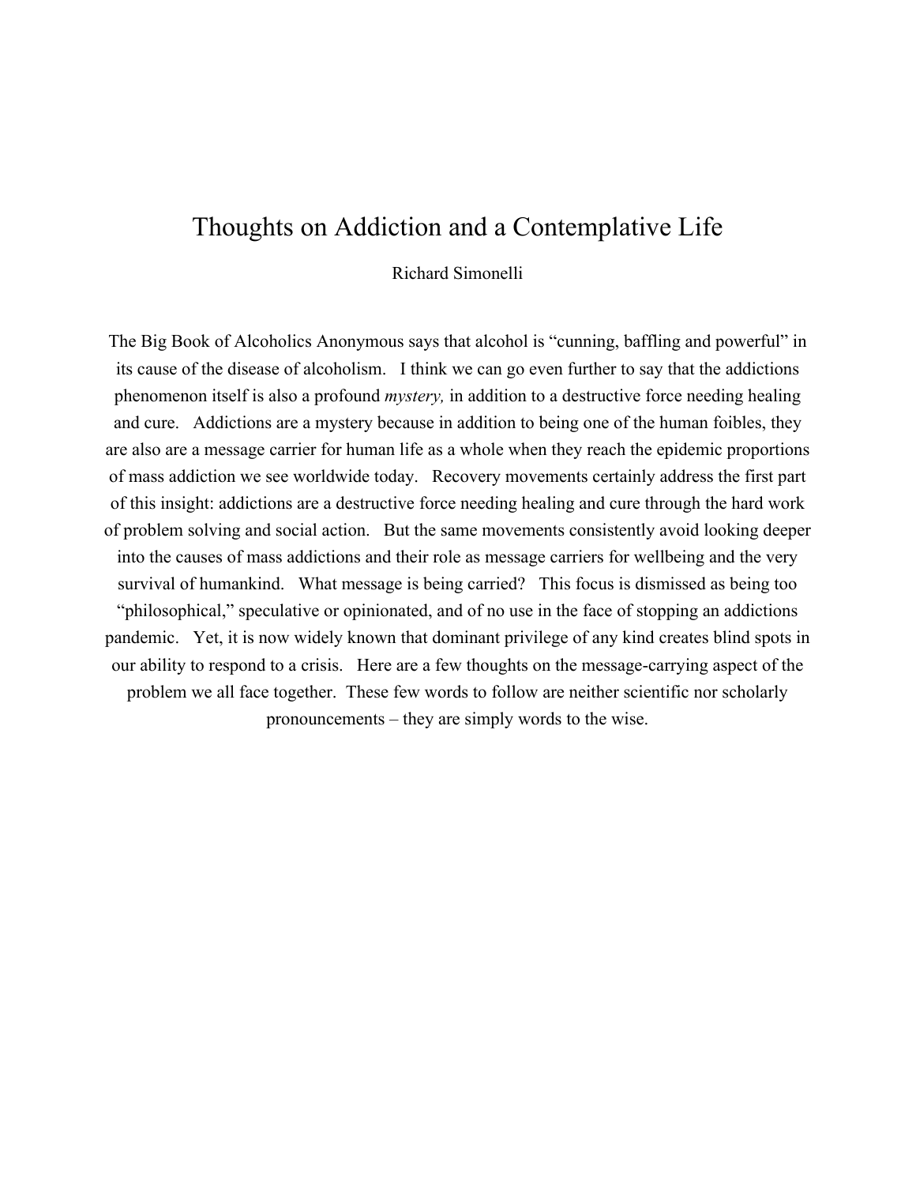# Thoughts on Addiction and a Contemplative Life

Richard Simonelli

The Big Book of Alcoholics Anonymous says that alcohol is "cunning, baffling and powerful" in its cause of the disease of alcoholism. I think we can go even further to say that the addictions phenomenon itself is also a profound *mystery,* in addition to a destructive force needing healing and cure. Addictions are a mystery because in addition to being one of the human foibles, they are also are a message carrier for human life as a whole when they reach the epidemic proportions of mass addiction we see worldwide today. Recovery movements certainly address the first part of this insight: addictions are a destructive force needing healing and cure through the hard work of problem solving and social action. But the same movements consistently avoid looking deeper into the causes of mass addictions and their role as message carriers for wellbeing and the very survival of humankind. What message is being carried? This focus is dismissed as being too "philosophical," speculative or opinionated, and of no use in the face of stopping an addictions pandemic. Yet, it is now widely known that dominant privilege of any kind creates blind spots in our ability to respond to a crisis. Here are a few thoughts on the message-carrying aspect of the problem we all face together. These few words to follow are neither scientific nor scholarly pronouncements – they are simply words to the wise.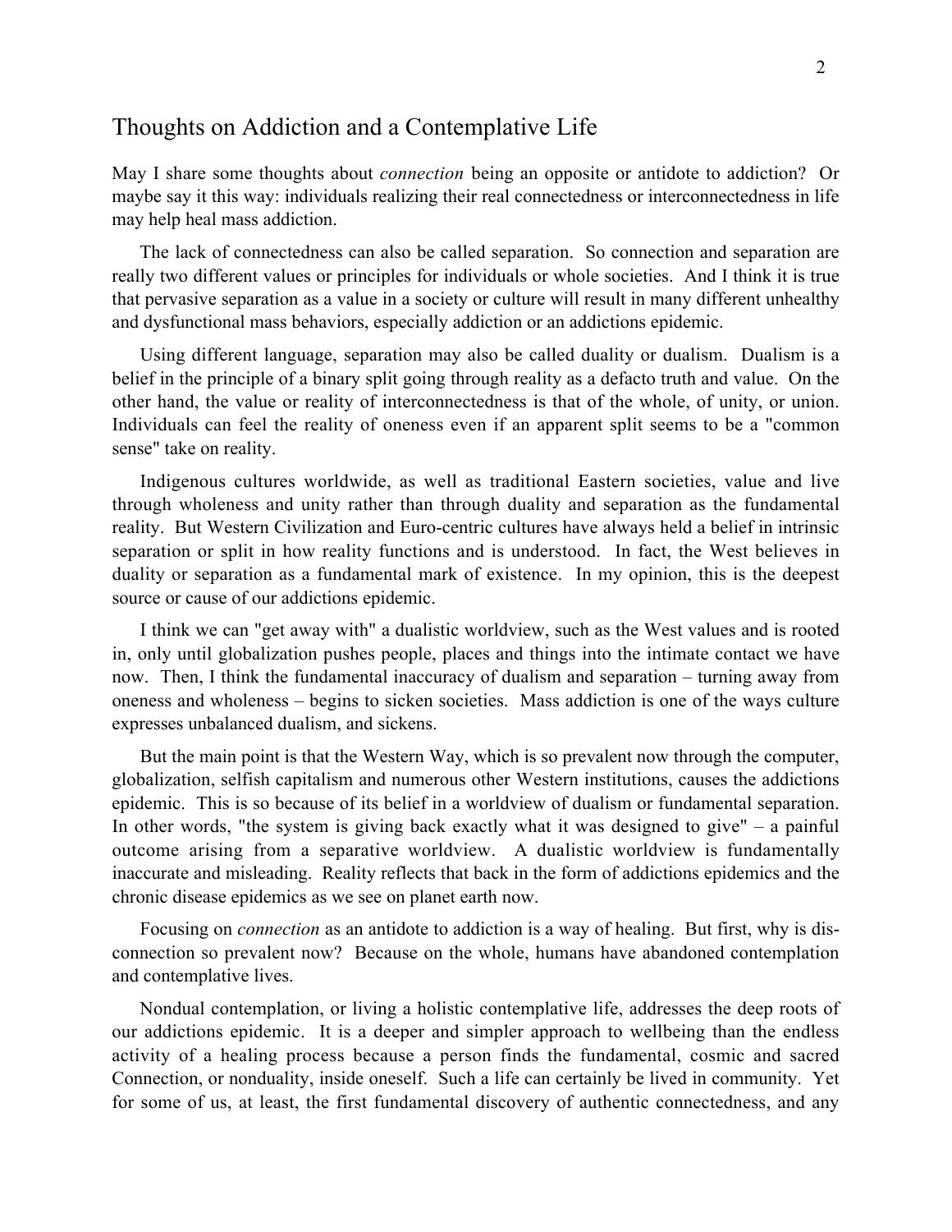## Thoughts on Addiction and a Contemplative Life

May I share some thoughts about *connection* being an opposite or antidote to addiction? Or maybe say it this way: individuals realizing their real connectedness or interconnectedness in life may help heal mass addiction.

The lack of connectedness can also be called separation. So connection and separation are really two different values or principles for individuals or whole societies. And I think it is true that pervasive separation as a value in a society or culture will result in many different unhealthy and dysfunctional mass behaviors, especially addiction or an addictions epidemic.

Using different language, separation may also be called duality or dualism. Dualism is a belief in the principle of a binary split going through reality as a defacto truth and value. On the other hand, the value or reality of interconnectedness is that of the whole, of unity, or union. Individuals can feel the reality of oneness even if an apparent split seems to be a "common sense" take on reality.

Indigenous cultures worldwide, as well as traditional Eastern societies, value and live through wholeness and unity rather than through duality and separation as the fundamental reality. But Western Civilization and Euro-centric cultures have always held a belief in intrinsic separation or split in how reality functions and is understood. In fact, the West believes in duality or separation as a fundamental mark of existence. In my opinion, this is the deepest source or cause of our addictions epidemic.

I think we can "get away with" a dualistic worldview, such as the West values and is rooted in, only until globalization pushes people, places and things into the intimate contact we have now. Then, I think the fundamental inaccuracy of dualism and separation – turning away from oneness and wholeness – begins to sicken societies. Mass addiction is one of the ways culture expresses unbalanced dualism, and sickens.

But the main point is that the Western Way, which is so prevalent now through the computer, globalization, selfish capitalism and numerous other Western institutions, causes the addictions epidemic. This is so because of its belief in a worldview of dualism or fundamental separation. In other words, "the system is giving back exactly what it was designed to give" – a painful outcome arising from a separative worldview. A dualistic worldview is fundamentally inaccurate and misleading. Reality reflects that back in the form of addictions epidemics and the chronic disease epidemics as we see on planet earth now.

Focusing on *connection* as an antidote to addiction is a way of healing. But first, why is dis-connection so prevalent now? Because on the whole, humans have abandoned contemplation and contemplative lives.

Nondual contemplation, or living a holistic contemplative life, addresses the deep roots of our addictions epidemic. It is a deeper and simpler approach to wellbeing than the endless activity of a healing process because a person finds the fundamental, cosmic and sacred Connection, or nonduality, inside oneself. Such a life can certainly be lived in community. Yet for some of us, at least, the first fundamental discovery of authentic connectedness, and any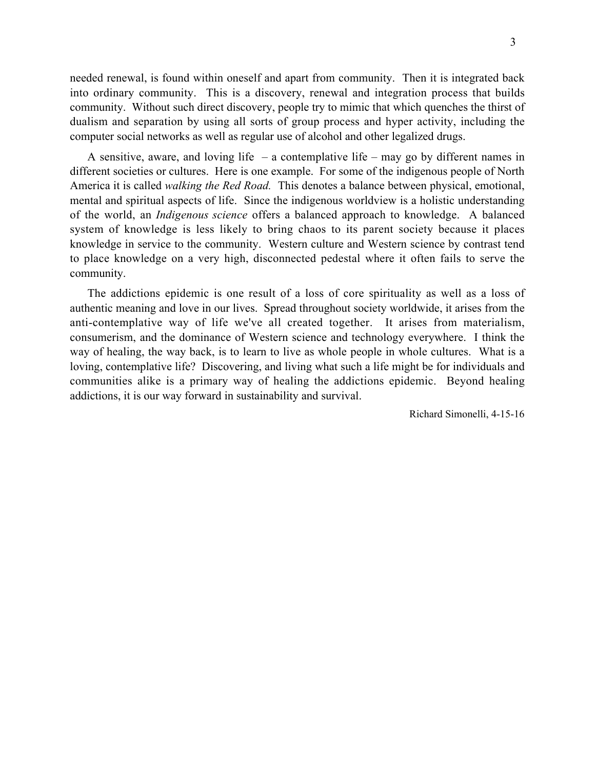needed renewal, is found within oneself and apart from community. Then it is integrated back into ordinary community. This is a discovery, renewal and integration process that builds community. Without such direct discovery, people try to mimic that which quenches the thirst of dualism and separation by using all sorts of group process and hyper activity, including the computer social networks as well as regular use of alcohol and other legalized drugs.

A sensitive, aware, and loving life – a contemplative life – may go by different names in different societies or cultures. Here is one example. For some of the indigenous people of North America it is called *walking the Red Road.* This denotes a balance between physical, emotional, mental and spiritual aspects of life. Since the indigenous worldview is a holistic understanding of the world, an *Indigenous science* offers a balanced approach to knowledge. A balanced system of knowledge is less likely to bring chaos to its parent society because it places knowledge in service to the community. Western culture and Western science by contrast tend to place knowledge on a very high, disconnected pedestal where it often fails to serve the community.

The addictions epidemic is one result of a loss of core spirituality as well as a loss of authentic meaning and love in our lives. Spread throughout society worldwide, it arises from the anti-contemplative way of life we've all created together. It arises from materialism, consumerism, and the dominance of Western science and technology everywhere. I think the way of healing, the way back, is to learn to live as whole people in whole cultures. What is a loving, contemplative life? Discovering, and living what such a life might be for individuals and communities alike is a primary way of healing the addictions epidemic. Beyond healing addictions, it is our way forward in sustainability and survival.

Richard Simonelli, 4-15-16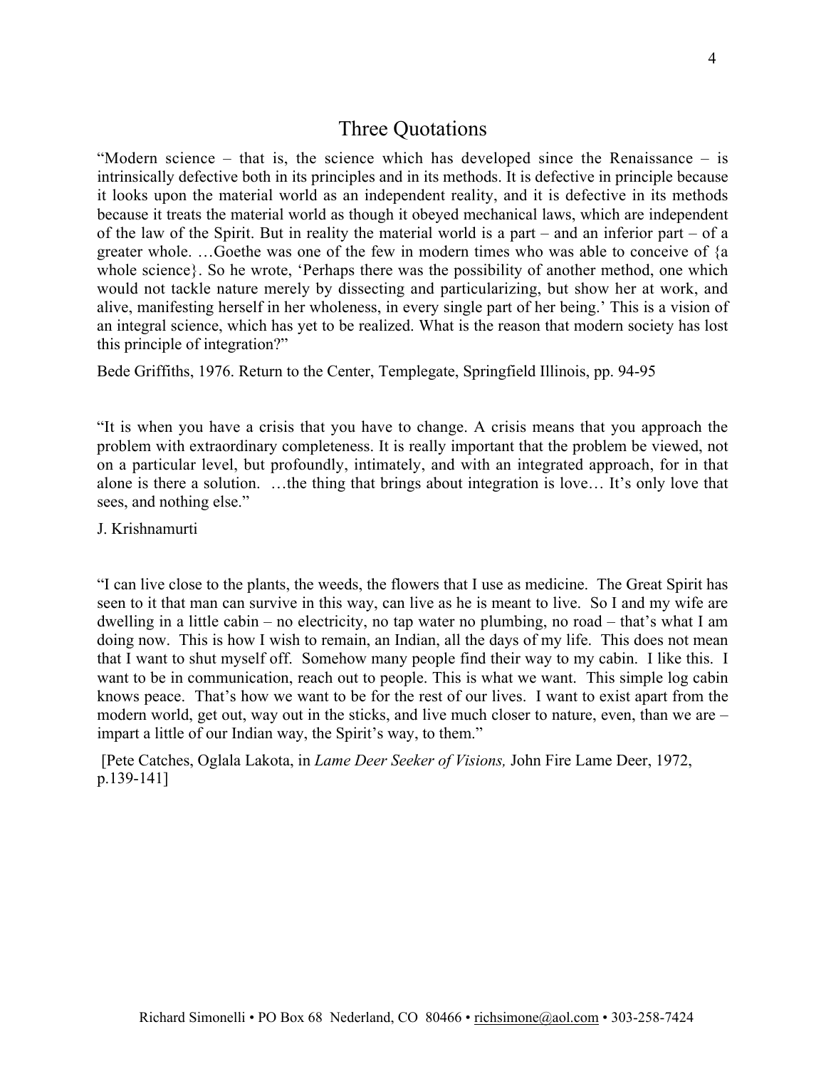## Three Quotations

"Modern science – that is, the science which has developed since the Renaissance – is intrinsically defective both in its principles and in its methods. It is defective in principle because it looks upon the material world as an independent reality, and it is defective in its methods because it treats the material world as though it obeyed mechanical laws, which are independent of the law of the Spirit. But in reality the material world is a part – and an inferior part – of a greater whole. …Goethe was one of the few in modern times who was able to conceive of {a whole science}. So he wrote, 'Perhaps there was the possibility of another method, one which would not tackle nature merely by dissecting and particularizing, but show her at work, and alive, manifesting herself in her wholeness, in every single part of her being.' This is a vision of an integral science, which has yet to be realized. What is the reason that modern society has lost this principle of integration?"

Bede Griffiths, 1976. Return to the Center, Templegate, Springfield Illinois, pp. 94-95

"It is when you have a crisis that you have to change. A crisis means that you approach the problem with extraordinary completeness. It is really important that the problem be viewed, not on a particular level, but profoundly, intimately, and with an integrated approach, for in that alone is there a solution. …the thing that brings about integration is love… It's only love that sees, and nothing else."

J. Krishnamurti

"I can live close to the plants, the weeds, the flowers that I use as medicine. The Great Spirit has seen to it that man can survive in this way, can live as he is meant to live. So I and my wife are dwelling in a little cabin – no electricity, no tap water no plumbing, no road – that's what I am doing now. This is how I wish to remain, an Indian, all the days of my life. This does not mean that I want to shut myself off. Somehow many people find their way to my cabin. I like this. I want to be in communication, reach out to people. This is what we want. This simple log cabin knows peace. That's how we want to be for the rest of our lives. I want to exist apart from the modern world, get out, way out in the sticks, and live much closer to nature, even, than we are – impart a little of our Indian way, the Spirit's way, to them."

[Pete Catches, Oglala Lakota, in *Lame Deer Seeker of Visions,* John Fire Lame Deer, 1972, p.139-141]

Richard Simonelli • PO Box 68 Nederland, CO 80466 • richsimone@aol.com • 303-258-7424